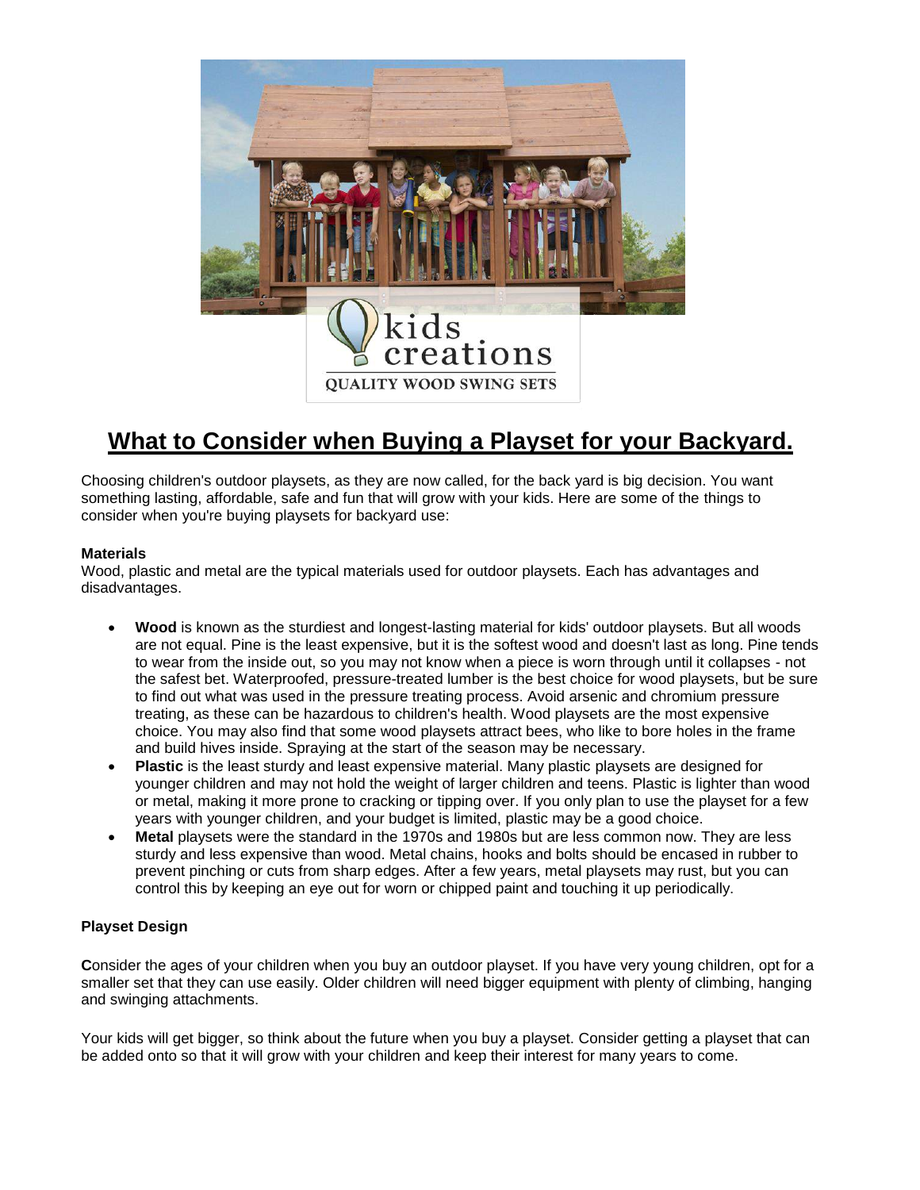# What to Consider when Buying a Playset for your Backyard.

Choosing children's outdoor playsets, as they are now called, for the back yard is big decision. You want something lasting, affordable, safe and fun that will grow with your kids. Here are some of the things to consider when you're buying playsets for backyard use:

**Materials**

Wood, plastic and metal are the typical materials used for outdoor playsets. Each has advantages and disadvantages.

- **Wood** is known as the sturdiest and longest-lasting material for kids' outdoor playsets. But all woods are not equal. Pine is the least expensive, but it is the softest wood and doesn't last as long. Pine tends to wear from the inside out, so you may not know when a piece is worn through until it collapses - not the safest bet. Waterproofed, pressure-treated lumber is the best choice for wood playsets, but be sure to find out what was used in the pressure treating process. Avoid arsenic and chromium pressure treating, as these can be hazardous to children's health. Wood playsets are the most expensive choice. You may also find that some wood playsets attract bees, who like to bore holes in the frame and build hives inside. Spraying at the start of the season may be necessary.
- **Plastic** is the least sturdy and least expensive material. Many plastic playsets are designed for younger children and may not hold the weight of larger children and teens. Plastic is lighter than wood or metal, making it more prone to cracking or tipping over. If you only plan to use the playset for a few years with younger children, and your budget is limited, plastic may be a good choice.
- **Metal** playsets were the standard in the 1970s and 1980s but are less common now. They are less sturdy and less expensive than wood. Metal chains, hooks and bolts should be encased in rubber to prevent pinching or cuts from sharp edges. After a few years, metal playsets may rust, but you can control this by keeping an eye out for worn or chipped paint and touching it up periodically.

**Playset Design**

**C**onsider the ages of your children when you buy an outdoor playset. If you have very young children, opt for a smaller set that they can use easily. Older children will need bigger equipment with plenty of climbing, hanging and swinging attachments.

Your kids will get bigger, so think about the future when you buy a playset. Consider getting a playset that can be added onto so that it will grow with your children and keep their interest for many years to come.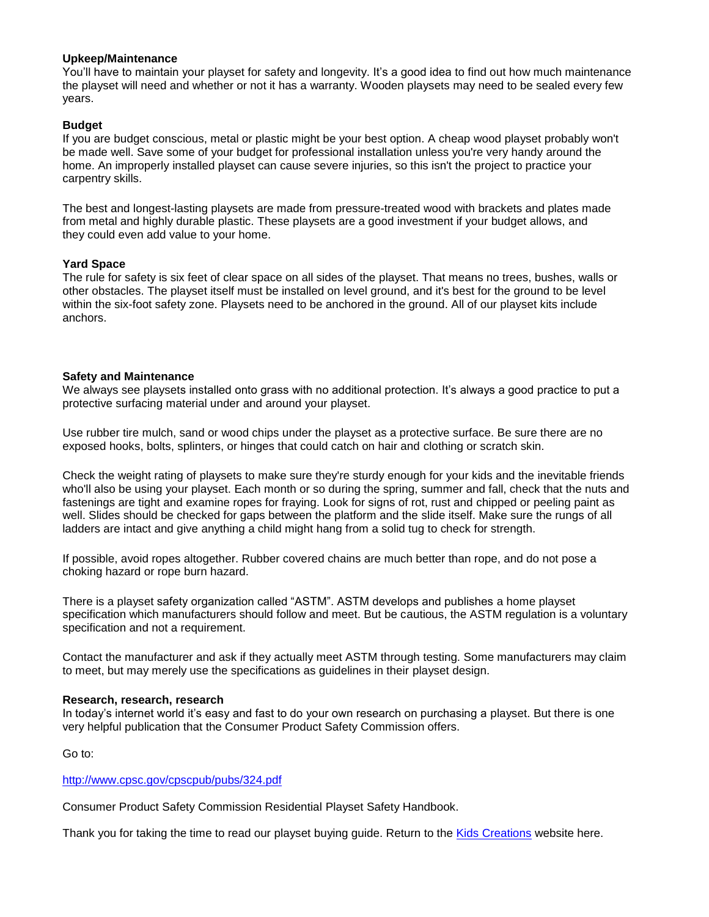**Upkeep/Maintenance**

You'll have to maintain your playset for safety and longevity. It's a good idea to find out how much maintenance the playset will need and whether or not it has a warranty. Wooden playsets may need to be sealed every few years.

**Budget**

If you are budget conscious, metal or plastic might be your best option. A cheap wood playset probably won't be made well. Save some of your budget for professional installation unless you're very handy around the home. An improperly installed playset can cause severe injuries, so this isn't the project to practice your carpentry skills.

The best and longest-lasting playsets are made from pressure-treated wood with brackets and plates made from metal and highly durable plastic. These playsets are a good investment if your budget allows, and they could even add value to your home.

**Yard Space**

The rule for safety is six feet of clear space on all sides of the playset. That means no trees, bushes, walls or other obstacles. The playset itself must be installed on level ground, and it's best for the ground to be level within the six-foot safety zone. Playsets need to be anchored in the ground. All of our playset kits include anchors.

**Safety and Maintenance**

We always see playsets installed onto grass with no additional protection. It's always a good practice to put a protective surfacing material under and around your playset.

Use rubber tire mulch, sand or wood chips under the playset as a protective surface. Be sure there are no exposed hooks, bolts, splinters, or hinges that could catch on hair and clothing or scratch skin.

Check the weight rating of playsets to make sure they're sturdy enough for your kids and the inevitable friends who'll also be using your playset. Each month or so during the spring, summer and fall, check that the nuts and fastenings are tight and examine ropes for fraying. Look for signs of rot, rust and chipped or peeling paint as well. Slides should be checked for gaps between the platform and the slide itself. Make sure the rungs of all ladders are intact and give anything a child might hang from a solid tug to check for strength.

If possible, avoid ropes altogether. Rubber covered chains are much better than rope, and do not pose a choking hazard or rope burn hazard.

There is a playset safety organization called "ASTM". ASTM develops and publishes a home playset specification which manufacturers should follow and meet. But be cautious, the ASTM regulation is a voluntary specification and not a requirement.

Contact the manufacturer and ask if they actually meet ASTM through testing. Some manufacturers may claim to meet, but may merely use the specifications as guidelines in their playset design.

**Research, research, research**

In today's internet world it's easy and fast to do your own research on purchasing a playset. But there is one very helpful publication that the Consumer Product Safety Commission offers.

Go to:

http://www.cpsc.gov/cpscpub/pubs/324.pdf

Consumer Product Safety Commission Residential Playset Safety Handbook.

Thank you for taking the time to read our playset buying guide. Return to the Kids Creations website here.